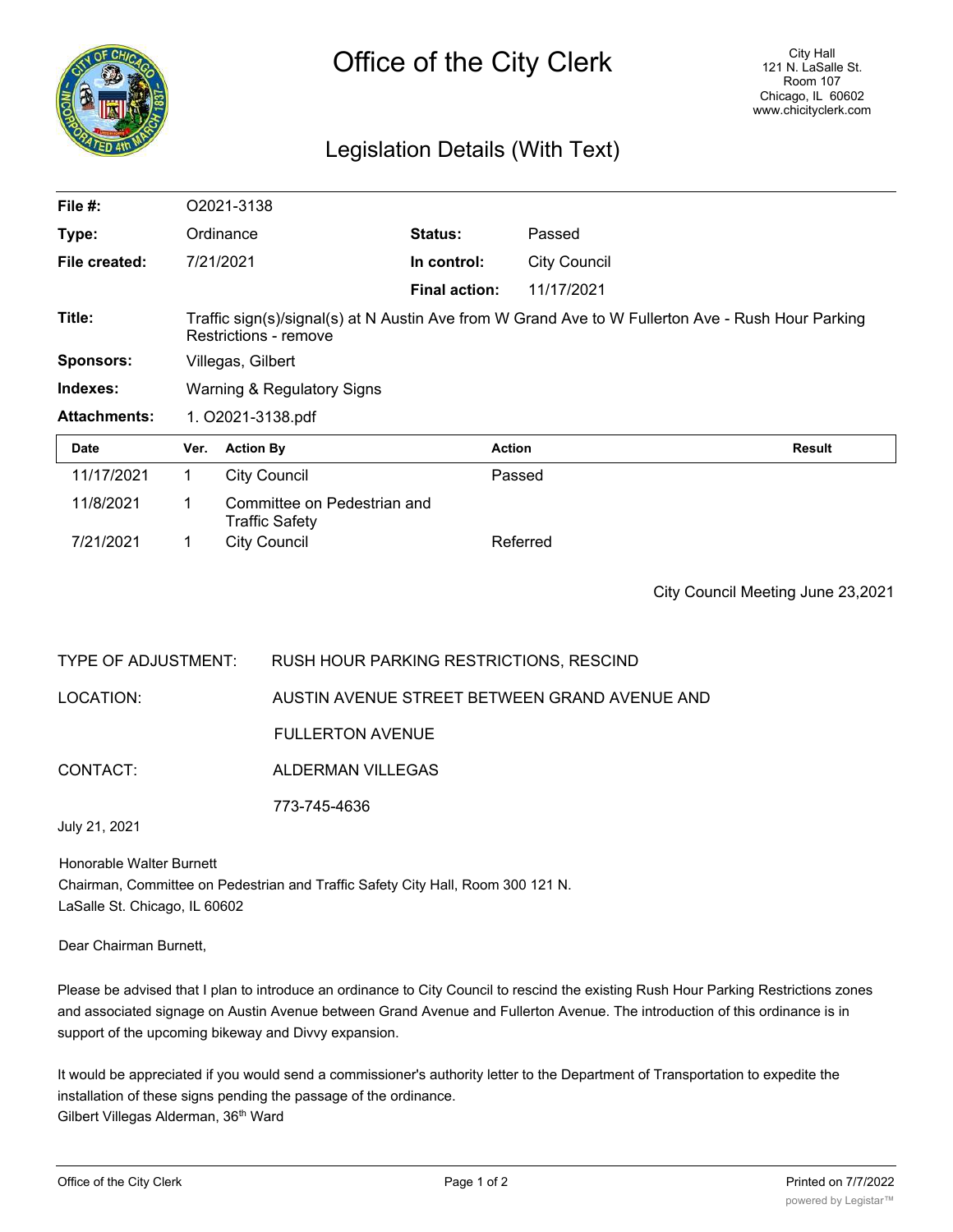# Office of the City Clerk

City Hall
121 N. LaSalle St.
Room 107
Chicago, IL 60602
www.chicityclerk.com

## Legislation Details (With Text)

| | | | |
|---|---|---|---|
| **File #:** | O2021-3138 | | |
| **Type:** | Ordinance | **Status:** | Passed |
| **File created:** | 7/21/2021 | **In control:** | City Council |
| | | **Final action:** | 11/17/2021 |
| **Title:** | Traffic sign(s)/signal(s) at N Austin Ave from W Grand Ave to W Fullerton Ave - Rush Hour Parking Restrictions - remove | | |
| **Sponsors:** | Villegas, Gilbert | | |
| **Indexes:** | Warning & Regulatory Signs | | |
| **Attachments:** | 1. O2021-3138.pdf | | |

| Date | Ver. | Action By | Action | Result |
|---|---|---|---|---|
| 11/17/2021 | 1 | City Council | Passed | |
| 11/8/2021 | 1 | Committee on Pedestrian and Traffic Safety | | |
| 7/21/2021 | 1 | City Council | Referred | |

City Council Meeting June 23,2021

TYPE OF ADJUSTMENT: RUSH HOUR PARKING RESTRICTIONS, RESCIND

LOCATION: AUSTIN AVENUE STREET BETWEEN GRAND AVENUE AND FULLERTON AVENUE

CONTACT: ALDERMAN VILLEGAS

773-745-4636

July 21, 2021

Honorable Walter Burnett
Chairman, Committee on Pedestrian and Traffic Safety City Hall, Room 300 121 N.
LaSalle St. Chicago, IL 60602

Dear Chairman Burnett,

Please be advised that I plan to introduce an ordinance to City Council to rescind the existing Rush Hour Parking Restrictions zones and associated signage on Austin Avenue between Grand Avenue and Fullerton Avenue. The introduction of this ordinance is in support of the upcoming bikeway and Divvy expansion.

It would be appreciated if you would send a commissioner's authority letter to the Department of Transportation to expedite the installation of these signs pending the passage of the ordinance.
Gilbert Villegas Alderman, 36th Ward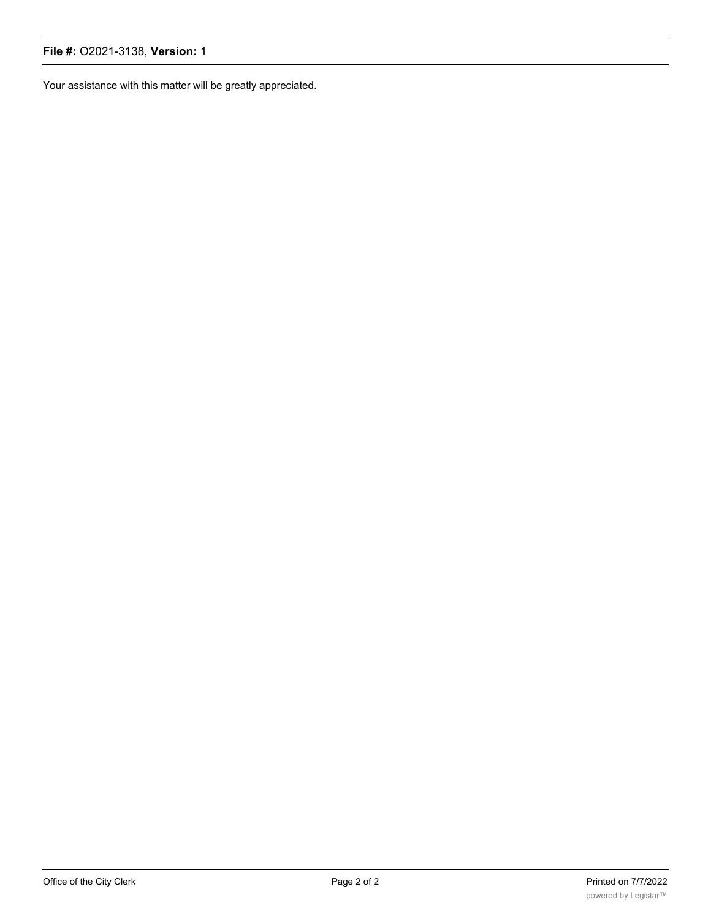Your assistance with this matter will be greatly appreciated.